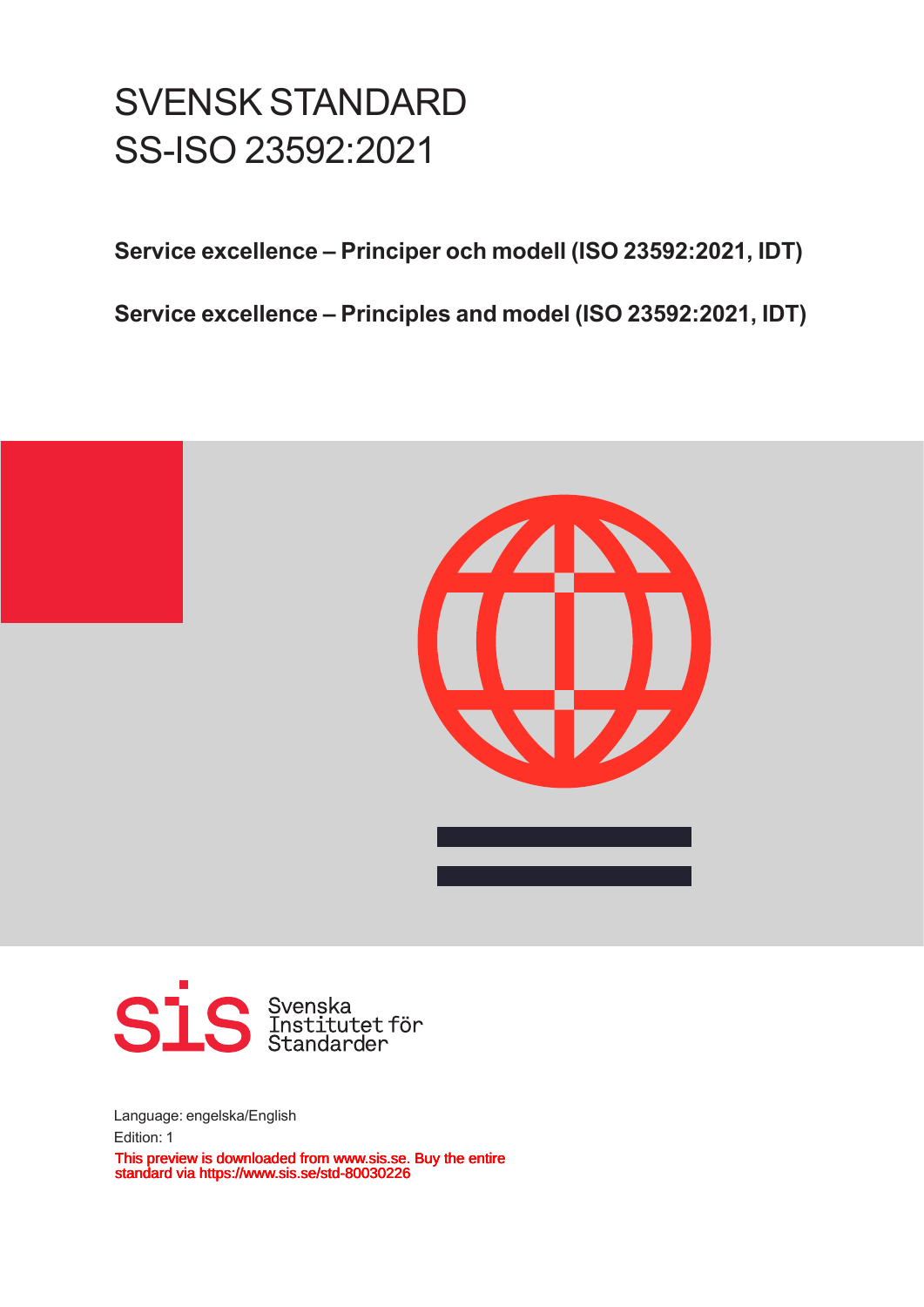# SVENSK STANDARD
# SS-ISO 23592:2021

**Service excellence – Principer och modell (ISO 23592:2021, IDT)**

**Service excellence – Principles and model (ISO 23592:2021, IDT)**

Svenska Institutet för Standarder

Language: engelska/English

Edition: 1

This preview is downloaded from www.sis.se. Buy the entire standard via https://www.sis.se/std-80030226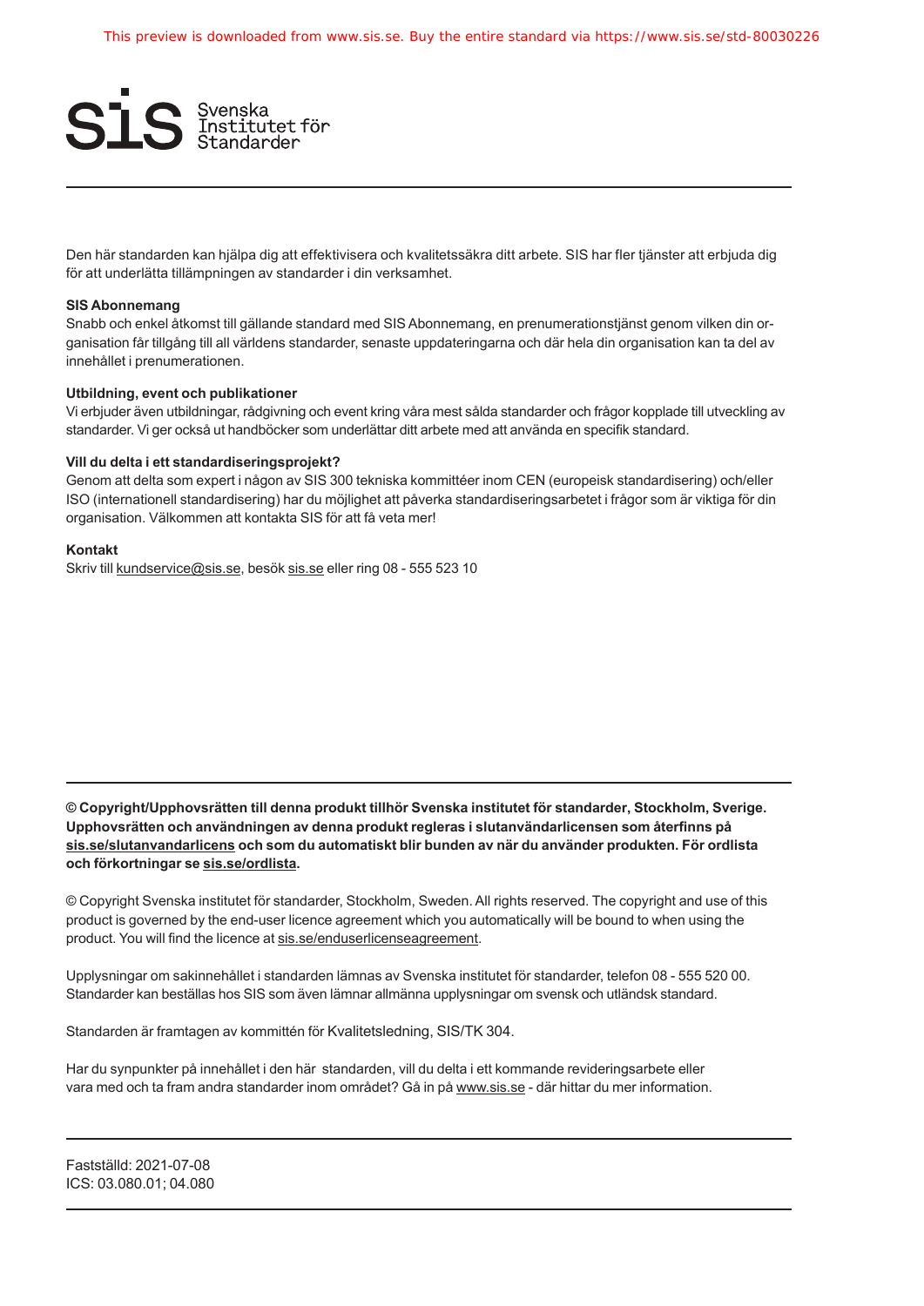Den här standarden kan hjälpa dig att effektivisera och kvalitetssäkra ditt arbete. SIS har fler tjänster att erbjuda dig för att underlätta tillämpningen av standarder i din verksamhet.

**SIS Abonnemang**

Snabb och enkel åtkomst till gällande standard med SIS Abonnemang, en prenumerationstjänst genom vilken din organisation får tillgång till all världens standarder, senaste uppdateringarna och där hela din organisation kan ta del av innehållet i prenumerationen.

**Utbildning, event och publikationer**

Vi erbjuder även utbildningar, rådgivning och event kring våra mest sålda standarder och frågor kopplade till utveckling av standarder. Vi ger också ut handböcker som underlättar ditt arbete med att använda en specifik standard.

**Vill du delta i ett standardiseringsprojekt?**

Genom att delta som expert i någon av SIS 300 tekniska kommittéer inom CEN (europeisk standardisering) och/eller ISO (internationell standardisering) har du möjlighet att påverka standardiseringsarbetet i frågor som är viktiga för din organisation. Välkommen att kontakta SIS för att få veta mer!

**Kontakt**

Skriv till kundservice@sis.se, besök sis.se eller ring 08 - 555 523 10

---

**© Copyright/Upphovsrätten till denna produkt tillhör Svenska institutet för standarder, Stockholm, Sverige. Upphovsrätten och användningen av denna produkt regleras i slutanvändarlicensen som återfinns på sis.se/slutanvandarlicens och som du automatiskt blir bunden av när du använder produkten. För ordlista och förkortningar se sis.se/ordlista.**

© Copyright Svenska institutet för standarder, Stockholm, Sweden. All rights reserved. The copyright and use of this product is governed by the end-user licence agreement which you automatically will be bound to when using the product. You will find the licence at sis.se/enduserlicenseagreement.

Upplysningar om sakinnehållet i standarden lämnas av Svenska institutet för standarder, telefon 08 - 555 520 00. Standarder kan beställas hos SIS som även lämnar allmänna upplysningar om svensk och utländsk standard.

Standarden är framtagen av kommittén för Kvalitetsledning, SIS/TK 304.

Har du synpunkter på innehållet i den här standarden, vill du delta i ett kommande revideringsarbete eller vara med och ta fram andra standarder inom området? Gå in på www.sis.se - där hittar du mer information.

---

Fastställd: 2021-07-08
ICS: 03.080.01; 04.080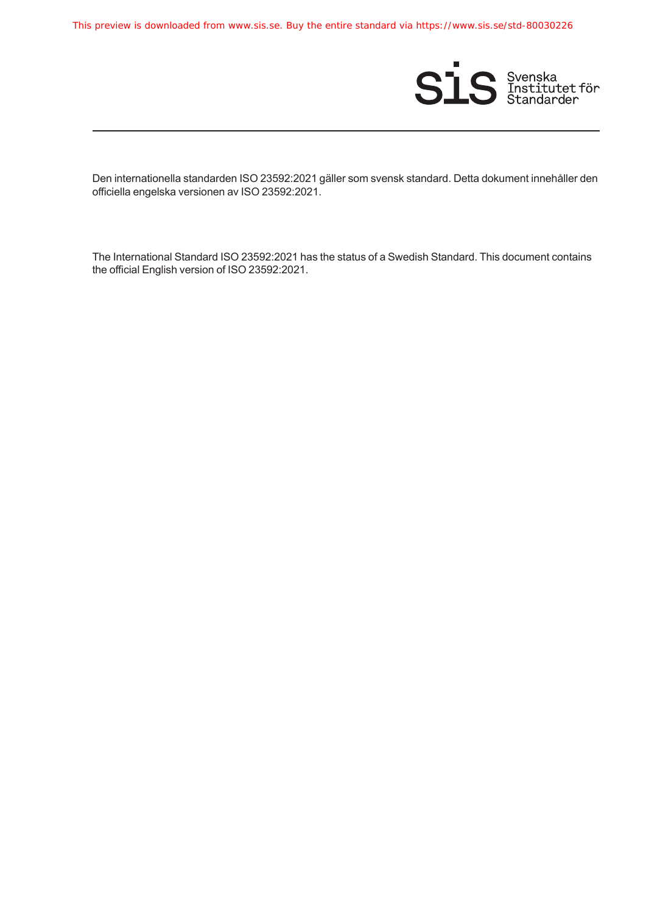Den internationella standarden ISO 23592:2021 gäller som svensk standard. Detta dokument innehåller den officiella engelska versionen av ISO 23592:2021.

The International Standard ISO 23592:2021 has the status of a Swedish Standard. This document contains the official English version of ISO 23592:2021.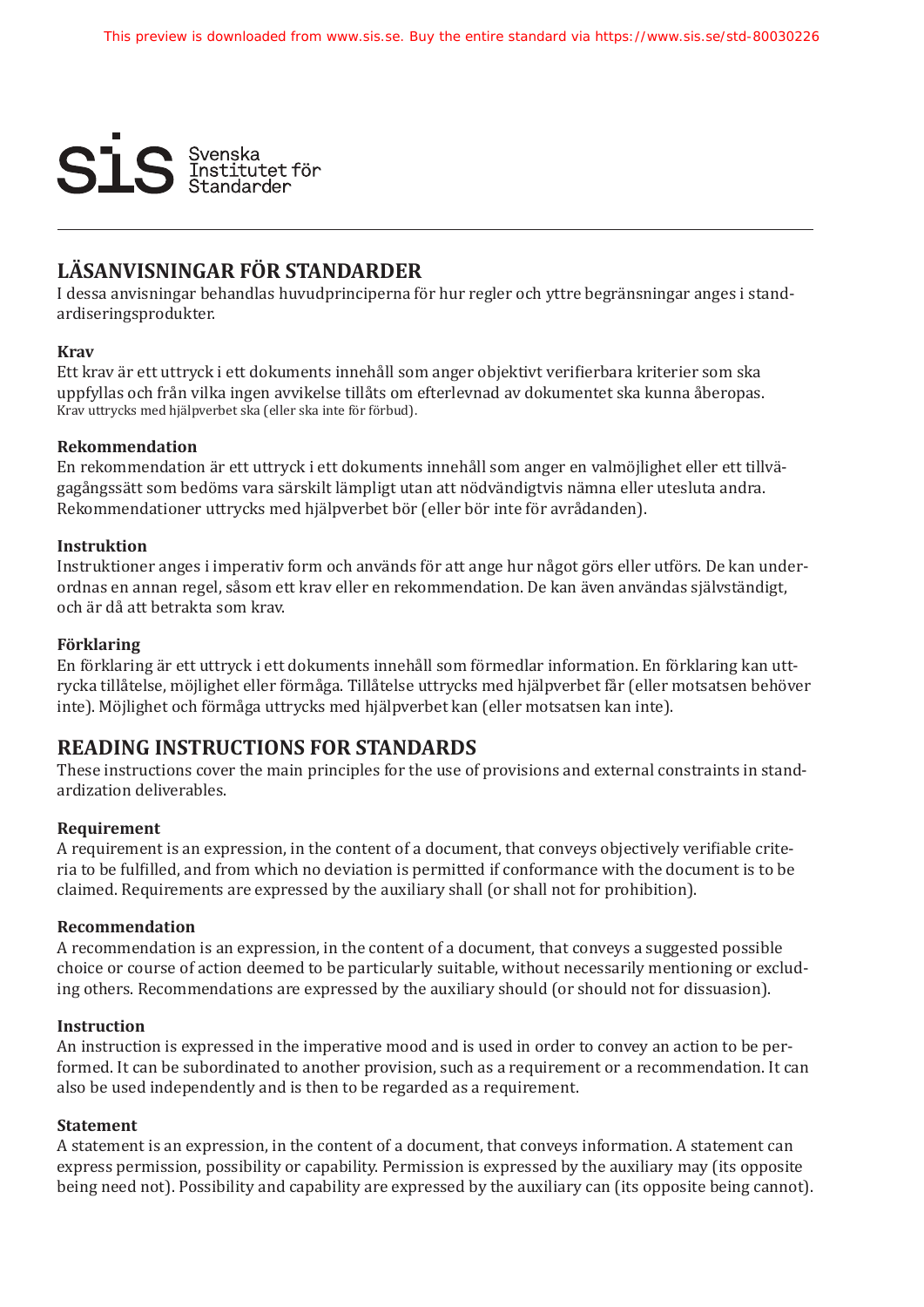# LÄSANVISNINGAR FÖR STANDARDER

I dessa anvisningar behandlas huvudprinciperna för hur regler och yttre begränsningar anges i standardiseringsprodukter.

### Krav

Ett krav är ett uttryck i ett dokuments innehåll som anger objektivt verifierbara kriterier som ska uppfyllas och från vilka ingen avvikelse tillåts om efterlevnad av dokumentet ska kunna åberopas. Krav uttrycks med hjälpverbet ska (eller ska inte för förbud).

### Rekommendation

En rekommendation är ett uttryck i ett dokuments innehåll som anger en valmöjlighet eller ett tillvägagångssätt som bedöms vara särskilt lämpligt utan att nödvändigtvis nämna eller utesluta andra. Rekommendationer uttrycks med hjälpverbet bör (eller bör inte för avrådanden).

### Instruktion

Instruktioner anges i imperativ form och används för att ange hur något görs eller utförs. De kan underordnas en annan regel, såsom ett krav eller en rekommendation. De kan även användas självständigt, och är då att betrakta som krav.

### Förklaring

En förklaring är ett uttryck i ett dokuments innehåll som förmedlar information. En förklaring kan uttrycka tillåtelse, möjlighet eller förmåga. Tillåtelse uttrycks med hjälpverbet får (eller motsatsen behöver inte). Möjlighet och förmåga uttrycks med hjälpverbet kan (eller motsatsen kan inte).

# READING INSTRUCTIONS FOR STANDARDS

These instructions cover the main principles for the use of provisions and external constraints in standardization deliverables.

### Requirement

A requirement is an expression, in the content of a document, that conveys objectively verifiable criteria to be fulfilled, and from which no deviation is permitted if conformance with the document is to be claimed. Requirements are expressed by the auxiliary shall (or shall not for prohibition).

### Recommendation

A recommendation is an expression, in the content of a document, that conveys a suggested possible choice or course of action deemed to be particularly suitable, without necessarily mentioning or excluding others. Recommendations are expressed by the auxiliary should (or should not for dissuasion).

### Instruction

An instruction is expressed in the imperative mood and is used in order to convey an action to be performed. It can be subordinated to another provision, such as a requirement or a recommendation. It can also be used independently and is then to be regarded as a requirement.

### Statement

A statement is an expression, in the content of a document, that conveys information. A statement can express permission, possibility or capability. Permission is expressed by the auxiliary may (its opposite being need not). Possibility and capability are expressed by the auxiliary can (its opposite being cannot).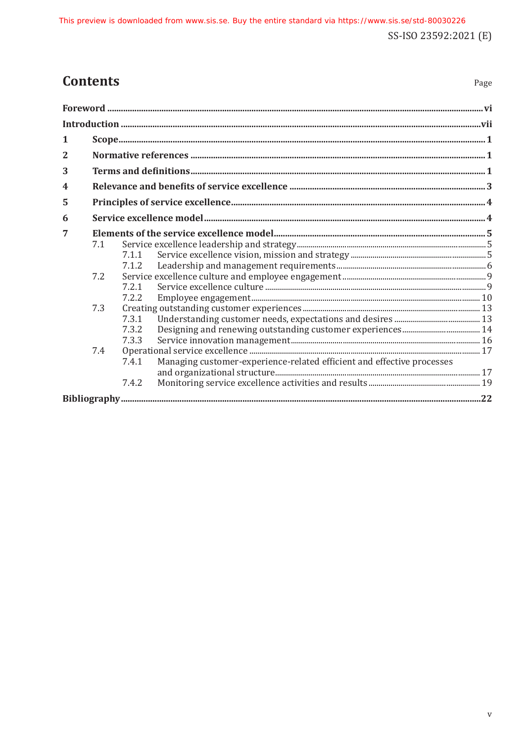# Contents

Page

**Foreword** ..... vi

**Introduction** ..... vii

**1 Scope** ..... 1

**2 Normative references** ..... 1

**3 Terms and definitions** ..... 1

**4 Relevance and benefits of service excellence** ..... 3

**5 Principles of service excellence** ..... 4

**6 Service excellence model** ..... 4

**7 Elements of the service excellence model** ..... 5

- 7.1 Service excellence leadership and strategy ..... 5
  - 7.1.1 Service excellence vision, mission and strategy ..... 5
  - 7.1.2 Leadership and management requirements ..... 6
- 7.2 Service excellence culture and employee engagement ..... 9
  - 7.2.1 Service excellence culture ..... 9
  - 7.2.2 Employee engagement ..... 10
- 7.3 Creating outstanding customer experiences ..... 13
  - 7.3.1 Understanding customer needs, expectations and desires ..... 13
  - 7.3.2 Designing and renewing outstanding customer experiences ..... 14
  - 7.3.3 Service innovation management ..... 16
- 7.4 Operational service excellence ..... 17
  - 7.4.1 Managing customer-experience-related efficient and effective processes and organizational structure ..... 17
  - 7.4.2 Monitoring service excellence activities and results ..... 19

**Bibliography** ..... 22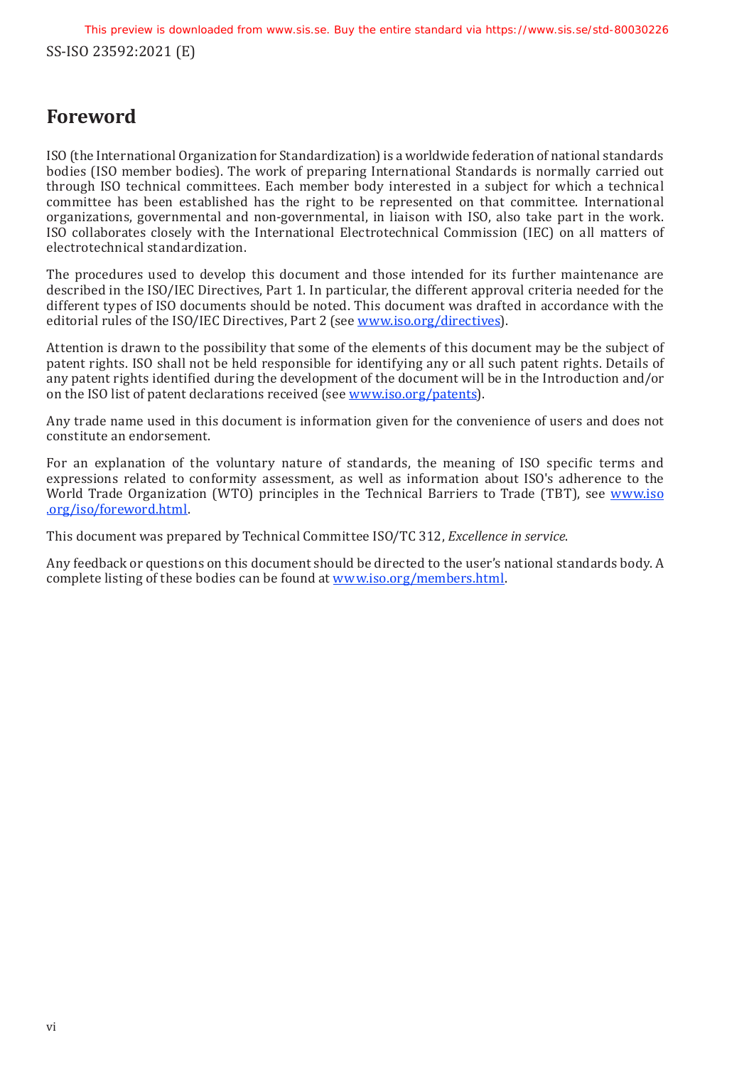## Foreword

ISO (the International Organization for Standardization) is a worldwide federation of national standards bodies (ISO member bodies). The work of preparing International Standards is normally carried out through ISO technical committees. Each member body interested in a subject for which a technical committee has been established has the right to be represented on that committee. International organizations, governmental and non-governmental, in liaison with ISO, also take part in the work. ISO collaborates closely with the International Electrotechnical Commission (IEC) on all matters of electrotechnical standardization.

The procedures used to develop this document and those intended for its further maintenance are described in the ISO/IEC Directives, Part 1. In particular, the different approval criteria needed for the different types of ISO documents should be noted. This document was drafted in accordance with the editorial rules of the ISO/IEC Directives, Part 2 (see www.iso.org/directives).

Attention is drawn to the possibility that some of the elements of this document may be the subject of patent rights. ISO shall not be held responsible for identifying any or all such patent rights. Details of any patent rights identified during the development of the document will be in the Introduction and/or on the ISO list of patent declarations received (see www.iso.org/patents).

Any trade name used in this document is information given for the convenience of users and does not constitute an endorsement.

For an explanation of the voluntary nature of standards, the meaning of ISO specific terms and expressions related to conformity assessment, as well as information about ISO's adherence to the World Trade Organization (WTO) principles in the Technical Barriers to Trade (TBT), see www.iso.org/iso/foreword.html.

This document was prepared by Technical Committee ISO/TC 312, *Excellence in service*.

Any feedback or questions on this document should be directed to the user's national standards body. A complete listing of these bodies can be found at www.iso.org/members.html.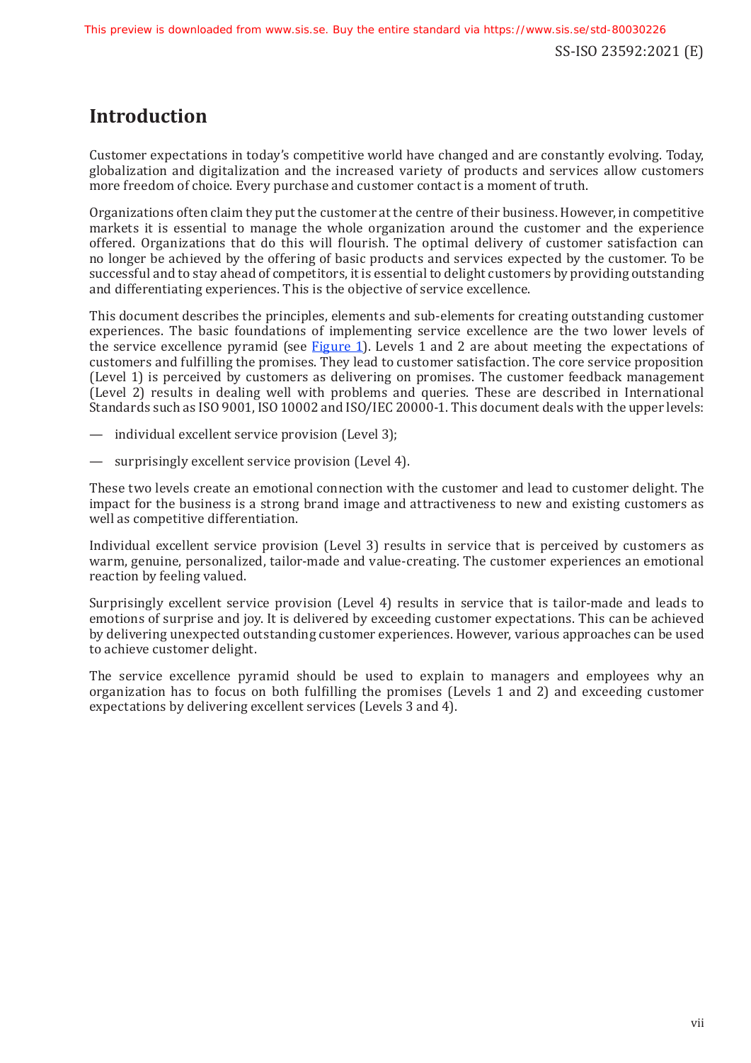# Introduction

Customer expectations in today's competitive world have changed and are constantly evolving. Today, globalization and digitalization and the increased variety of products and services allow customers more freedom of choice. Every purchase and customer contact is a moment of truth.

Organizations often claim they put the customer at the centre of their business. However, in competitive markets it is essential to manage the whole organization around the customer and the experience offered. Organizations that do this will flourish. The optimal delivery of customer satisfaction can no longer be achieved by the offering of basic products and services expected by the customer. To be successful and to stay ahead of competitors, it is essential to delight customers by providing outstanding and differentiating experiences. This is the objective of service excellence.

This document describes the principles, elements and sub-elements for creating outstanding customer experiences. The basic foundations of implementing service excellence are the two lower levels of the service excellence pyramid (see Figure 1). Levels 1 and 2 are about meeting the expectations of customers and fulfilling the promises. They lead to customer satisfaction. The core service proposition (Level 1) is perceived by customers as delivering on promises. The customer feedback management (Level 2) results in dealing well with problems and queries. These are described in International Standards such as ISO 9001, ISO 10002 and ISO/IEC 20000-1. This document deals with the upper levels:

— individual excellent service provision (Level 3);

— surprisingly excellent service provision (Level 4).

These two levels create an emotional connection with the customer and lead to customer delight. The impact for the business is a strong brand image and attractiveness to new and existing customers as well as competitive differentiation.

Individual excellent service provision (Level 3) results in service that is perceived by customers as warm, genuine, personalized, tailor-made and value-creating. The customer experiences an emotional reaction by feeling valued.

Surprisingly excellent service provision (Level 4) results in service that is tailor-made and leads to emotions of surprise and joy. It is delivered by exceeding customer expectations. This can be achieved by delivering unexpected outstanding customer experiences. However, various approaches can be used to achieve customer delight.

The service excellence pyramid should be used to explain to managers and employees why an organization has to focus on both fulfilling the promises (Levels 1 and 2) and exceeding customer expectations by delivering excellent services (Levels 3 and 4).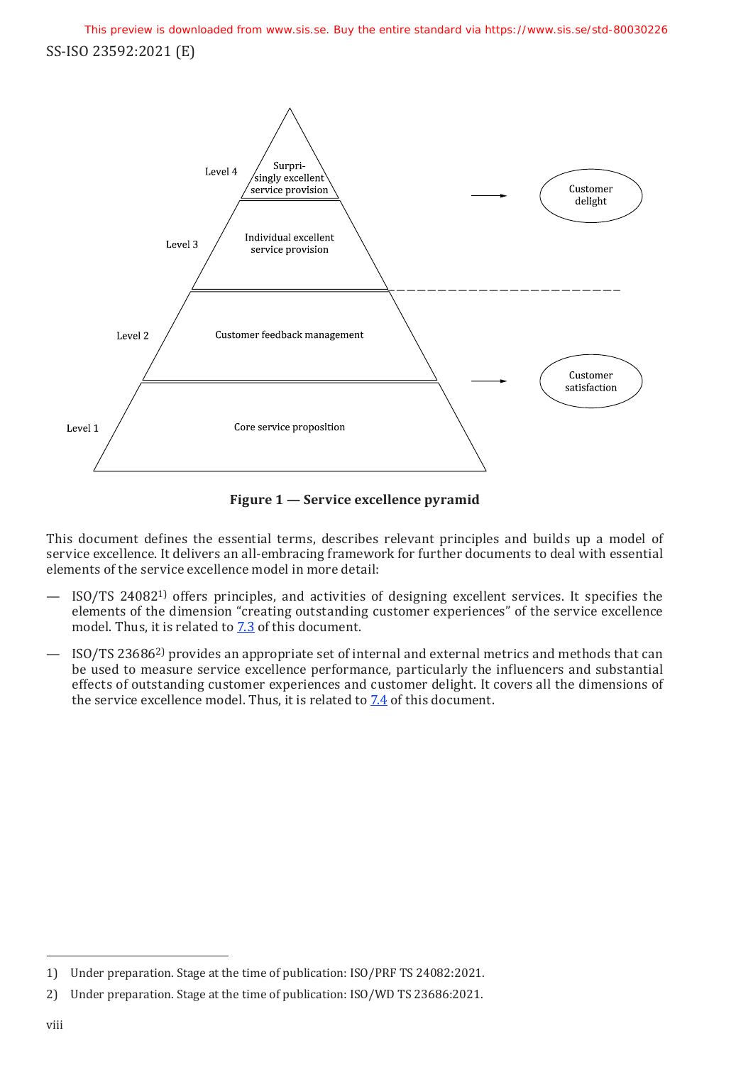Level 4 — Surprisingly excellent service provision

Level 3 — Individual excellent service provision

Level 2 — Customer feedback management

Level 1 — Core service proposition

Customer delight

Customer satisfaction

**Figure 1 — Service excellence pyramid**

This document defines the essential terms, describes relevant principles and builds up a model of service excellence. It delivers an all-embracing framework for further documents to deal with essential elements of the service excellence model in more detail:

— ISO/TS 24082[1)] offers principles, and activities of designing excellent services. It specifies the elements of the dimension "creating outstanding customer experiences" of the service excellence model. Thus, it is related to 7.3 of this document.

— ISO/TS 23686[2)] provides an appropriate set of internal and external metrics and methods that can be used to measure service excellence performance, particularly the influencers and substantial effects of outstanding customer experiences and customer delight. It covers all the dimensions of the service excellence model. Thus, it is related to 7.4 of this document.

---

1) Under preparation. Stage at the time of publication: ISO/PRF TS 24082:2021.

2) Under preparation. Stage at the time of publication: ISO/WD TS 23686:2021.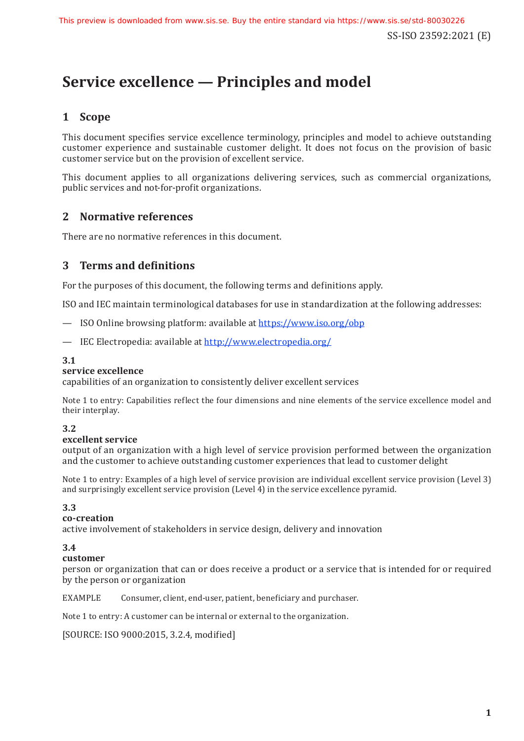# Service excellence — Principles and model

## 1 Scope

This document specifies service excellence terminology, principles and model to achieve outstanding customer experience and sustainable customer delight. It does not focus on the provision of basic customer service but on the provision of excellent service.

This document applies to all organizations delivering services, such as commercial organizations, public services and not-for-profit organizations.

## 2 Normative references

There are no normative references in this document.

## 3 Terms and definitions

For the purposes of this document, the following terms and definitions apply.

ISO and IEC maintain terminological databases for use in standardization at the following addresses:

— ISO Online browsing platform: available at https://www.iso.org/obp

— IEC Electropedia: available at http://www.electropedia.org/

**3.1**
**service excellence**
capabilities of an organization to consistently deliver excellent services

Note 1 to entry: Capabilities reflect the four dimensions and nine elements of the service excellence model and their interplay.

**3.2**
**excellent service**
output of an organization with a high level of service provision performed between the organization and the customer to achieve outstanding customer experiences that lead to customer delight

Note 1 to entry: Examples of a high level of service provision are individual excellent service provision (Level 3) and surprisingly excellent service provision (Level 4) in the service excellence pyramid.

**3.3**
**co-creation**
active involvement of stakeholders in service design, delivery and innovation

**3.4**
**customer**
person or organization that can or does receive a product or a service that is intended for or required by the person or organization

EXAMPLE Consumer, client, end-user, patient, beneficiary and purchaser.

Note 1 to entry: A customer can be internal or external to the organization.

[SOURCE: ISO 9000:2015, 3.2.4, modified]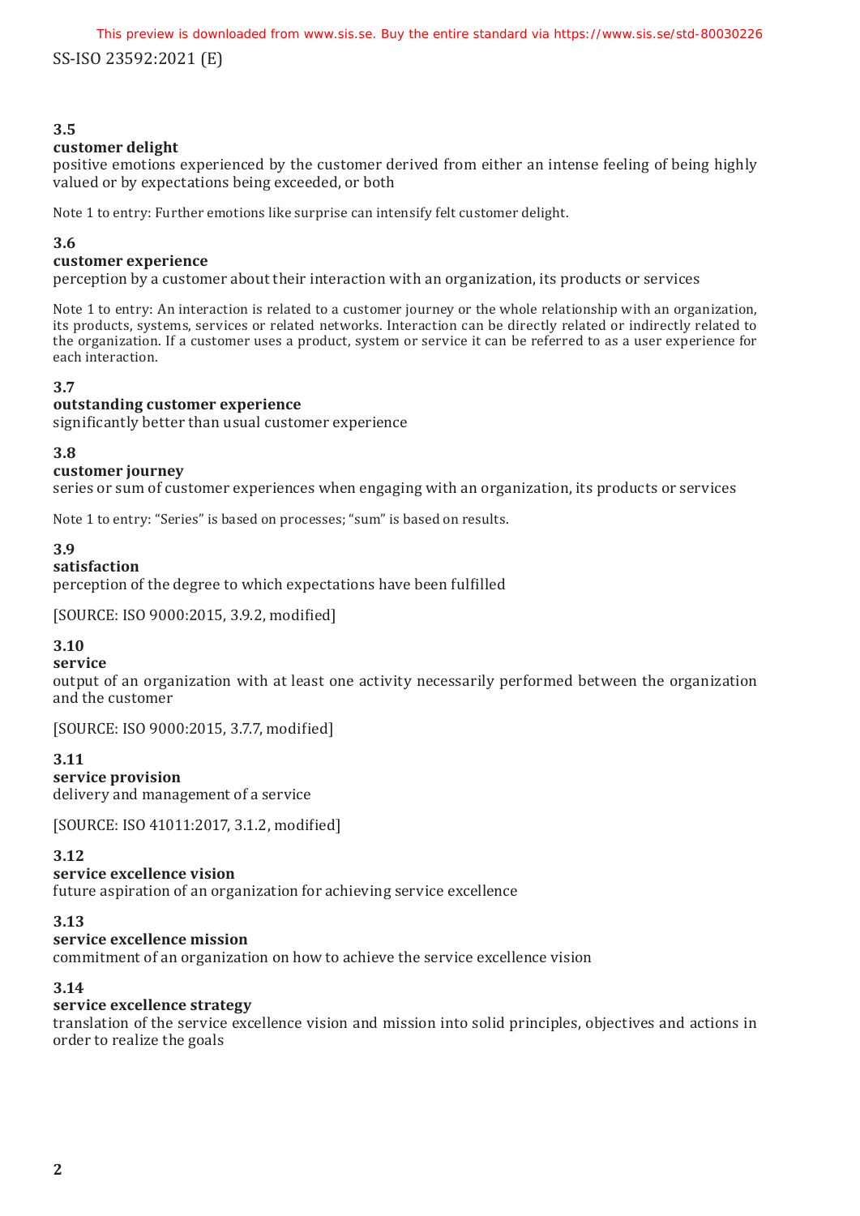### 3.5

**customer delight**

positive emotions experienced by the customer derived from either an intense feeling of being highly valued or by expectations being exceeded, or both

Note 1 to entry: Further emotions like surprise can intensify felt customer delight.

### 3.6

**customer experience**

perception by a customer about their interaction with an organization, its products or services

Note 1 to entry: An interaction is related to a customer journey or the whole relationship with an organization, its products, systems, services or related networks. Interaction can be directly related or indirectly related to the organization. If a customer uses a product, system or service it can be referred to as a user experience for each interaction.

### 3.7

**outstanding customer experience**

significantly better than usual customer experience

### 3.8

**customer journey**

series or sum of customer experiences when engaging with an organization, its products or services

Note 1 to entry: "Series" is based on processes; "sum" is based on results.

### 3.9

**satisfaction**

perception of the degree to which expectations have been fulfilled

[SOURCE: ISO 9000:2015, 3.9.2, modified]

### 3.10

**service**

output of an organization with at least one activity necessarily performed between the organization and the customer

[SOURCE: ISO 9000:2015, 3.7.7, modified]

### 3.11

**service provision**

delivery and management of a service

[SOURCE: ISO 41011:2017, 3.1.2, modified]

### 3.12

**service excellence vision**

future aspiration of an organization for achieving service excellence

### 3.13

**service excellence mission**

commitment of an organization on how to achieve the service excellence vision

### 3.14

**service excellence strategy**

translation of the service excellence vision and mission into solid principles, objectives and actions in order to realize the goals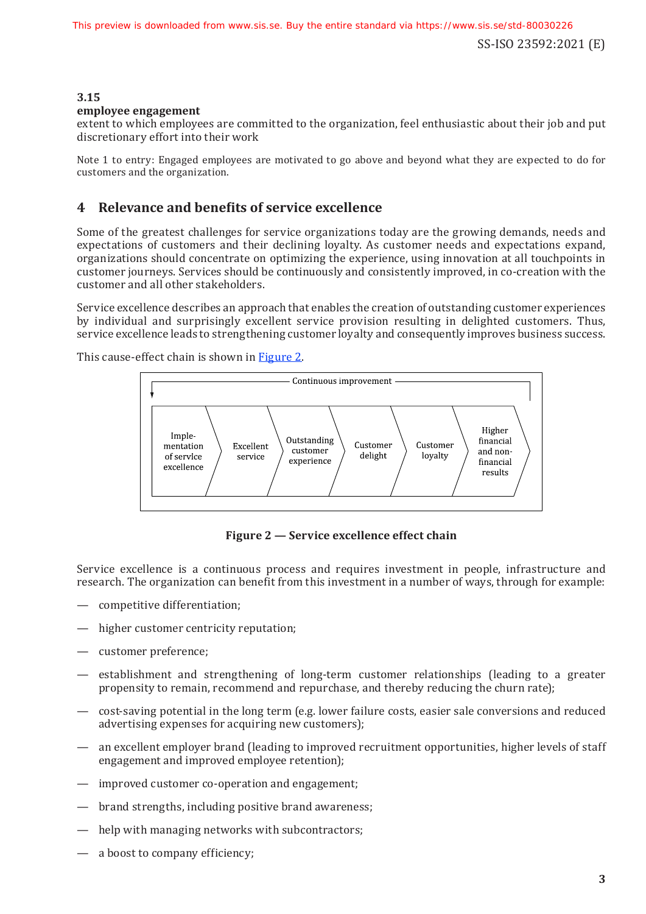### 3.15
**employee engagement**

extent to which employees are committed to the organization, feel enthusiastic about their job and put discretionary effort into their work

Note 1 to entry: Engaged employees are motivated to go above and beyond what they are expected to do for customers and the organization.

## 4 Relevance and benefits of service excellence

Some of the greatest challenges for service organizations today are the growing demands, needs and expectations of customers and their declining loyalty. As customer needs and expectations expand, organizations should concentrate on optimizing the experience, using innovation at all touchpoints in customer journeys. Services should be continuously and consistently improved, in co-creation with the customer and all other stakeholders.

Service excellence describes an approach that enables the creation of outstanding customer experiences by individual and surprisingly excellent service provision resulting in delighted customers. Thus, service excellence leads to strengthening customer loyalty and consequently improves business success.

This cause-effect chain is shown in Figure 2.

Continuous improvement

Implementation of service excellence

Excellent service

Outstanding customer experience

Customer delight

Customer loyalty

Higher financial and non-financial results

**Figure 2 — Service excellence effect chain**

Service excellence is a continuous process and requires investment in people, infrastructure and research. The organization can benefit from this investment in a number of ways, through for example:

- competitive differentiation;
- higher customer centricity reputation;
- customer preference;
- establishment and strengthening of long-term customer relationships (leading to a greater propensity to remain, recommend and repurchase, and thereby reducing the churn rate);
- cost-saving potential in the long term (e.g. lower failure costs, easier sale conversions and reduced advertising expenses for acquiring new customers);
- an excellent employer brand (leading to improved recruitment opportunities, higher levels of staff engagement and improved employee retention);
- improved customer co-operation and engagement;
- brand strengths, including positive brand awareness;
- help with managing networks with subcontractors;
- a boost to company efficiency;